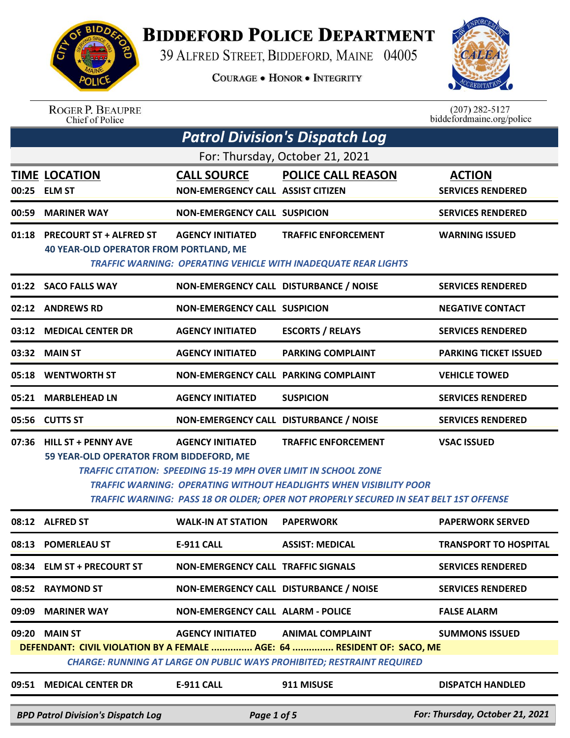# Biddeford Police Department

39 Alfred Street, Biddeford, Maine 04005

Courage • Honor • Integrity

Roger P. Beaupre
Chief of Police

(207) 282-5127
biddefordmaine.org/police

## Patrol Division's Dispatch Log

For: Thursday, October 21, 2021

| TIME | LOCATION | CALL SOURCE | POLICE CALL REASON | ACTION |
|---|---|---|---|---|
| 00:25 | ELM ST | NON-EMERGENCY CALL | ASSIST CITIZEN | SERVICES RENDERED |
| 00:59 | MARINER WAY | NON-EMERGENCY CALL | SUSPICION | SERVICES RENDERED |
| 01:18 | PRECOURT ST + ALFRED ST | AGENCY INITIATED | TRAFFIC ENFORCEMENT | WARNING ISSUED |
| | 40 YEAR-OLD OPERATOR FROM PORTLAND, ME<br>*TRAFFIC WARNING: OPERATING VEHICLE WITH INADEQUATE REAR LIGHTS* | | | |
| 01:22 | SACO FALLS WAY | NON-EMERGENCY CALL | DISTURBANCE / NOISE | SERVICES RENDERED |
| 02:12 | ANDREWS RD | NON-EMERGENCY CALL | SUSPICION | NEGATIVE CONTACT |
| 03:12 | MEDICAL CENTER DR | AGENCY INITIATED | ESCORTS / RELAYS | SERVICES RENDERED |
| 03:32 | MAIN ST | AGENCY INITIATED | PARKING COMPLAINT | PARKING TICKET ISSUED |
| 05:18 | WENTWORTH ST | NON-EMERGENCY CALL | PARKING COMPLAINT | VEHICLE TOWED |
| 05:21 | MARBLEHEAD LN | AGENCY INITIATED | SUSPICION | SERVICES RENDERED |
| 05:56 | CUTTS ST | NON-EMERGENCY CALL | DISTURBANCE / NOISE | SERVICES RENDERED |
| 07:36 | HILL ST + PENNY AVE | AGENCY INITIATED | TRAFFIC ENFORCEMENT | VSAC ISSUED |
| | 59 YEAR-OLD OPERATOR FROM BIDDEFORD, ME<br>*TRAFFIC CITATION: SPEEDING 15-19 MPH OVER LIMIT IN SCHOOL ZONE*<br>*TRAFFIC WARNING: OPERATING WITHOUT HEADLIGHTS WHEN VISIBILITY POOR*<br>*TRAFFIC WARNING: PASS 18 OR OLDER; OPER NOT PROPERLY SECURED IN SEAT BELT 1ST OFFENSE* | | | |
| 08:12 | ALFRED ST | WALK-IN AT STATION | PAPERWORK | PAPERWORK SERVED |
| 08:13 | POMERLEAU ST | E-911 CALL | ASSIST: MEDICAL | TRANSPORT TO HOSPITAL |
| 08:34 | ELM ST + PRECOURT ST | NON-EMERGENCY CALL | TRAFFIC SIGNALS | SERVICES RENDERED |
| 08:52 | RAYMOND ST | NON-EMERGENCY CALL | DISTURBANCE / NOISE | SERVICES RENDERED |
| 09:09 | MARINER WAY | NON-EMERGENCY CALL | ALARM - POLICE | FALSE ALARM |
| 09:20 | MAIN ST | AGENCY INITIATED | ANIMAL COMPLAINT | SUMMONS ISSUED |
| | DEFENDANT: CIVIL VIOLATION BY A FEMALE ............... AGE: 64 ............... RESIDENT OF: SACO, ME<br>*CHARGE: RUNNING AT LARGE ON PUBLIC WAYS PROHIBITED; RESTRAINT REQUIRED* | | | |
| 09:51 | MEDICAL CENTER DR | E-911 CALL | 911 MISUSE | DISPATCH HANDLED |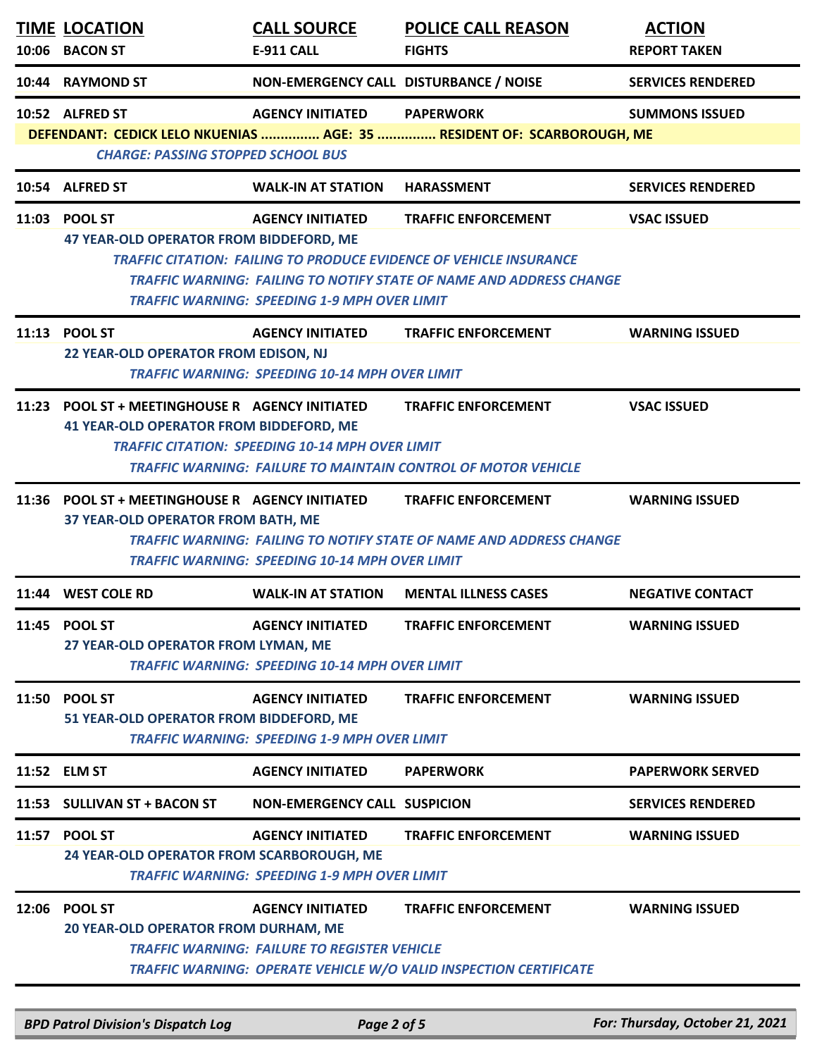| TIME | LOCATION | CALL SOURCE | POLICE CALL REASON | ACTION |
|---|---|---|---|---|
| 10:06 | BACON ST | E-911 CALL | FIGHTS | REPORT TAKEN |
| 10:44 | RAYMOND ST | NON-EMERGENCY CALL | DISTURBANCE / NOISE | SERVICES RENDERED |
| 10:52 | ALFRED ST | AGENCY INITIATED | PAPERWORK | SUMMONS ISSUED |

**DEFENDANT: CEDICK LELO NKUENIAS ............... AGE: 35 ............... RESIDENT OF: SCARBOROUGH, ME**

***CHARGE: PASSING STOPPED SCHOOL BUS***

| TIME | LOCATION | CALL SOURCE | POLICE CALL REASON | ACTION |
|---|---|---|---|---|
| 10:54 | ALFRED ST | WALK-IN AT STATION | HARASSMENT | SERVICES RENDERED |
| 11:03 | POOL ST | AGENCY INITIATED | TRAFFIC ENFORCEMENT | VSAC ISSUED |

**47 YEAR-OLD OPERATOR FROM BIDDEFORD, ME**

*TRAFFIC CITATION: FAILING TO PRODUCE EVIDENCE OF VEHICLE INSURANCE*
*TRAFFIC WARNING: FAILING TO NOTIFY STATE OF NAME AND ADDRESS CHANGE*
*TRAFFIC WARNING: SPEEDING 1-9 MPH OVER LIMIT*

| TIME | LOCATION | CALL SOURCE | POLICE CALL REASON | ACTION |
|---|---|---|---|---|
| 11:13 | POOL ST | AGENCY INITIATED | TRAFFIC ENFORCEMENT | WARNING ISSUED |

**22 YEAR-OLD OPERATOR FROM EDISON, NJ**

*TRAFFIC WARNING: SPEEDING 10-14 MPH OVER LIMIT*

| TIME | LOCATION | CALL SOURCE | POLICE CALL REASON | ACTION |
|---|---|---|---|---|
| 11:23 | POOL ST + MEETINGHOUSE R | AGENCY INITIATED | TRAFFIC ENFORCEMENT | VSAC ISSUED |

**41 YEAR-OLD OPERATOR FROM BIDDEFORD, ME**

*TRAFFIC CITATION: SPEEDING 10-14 MPH OVER LIMIT*
*TRAFFIC WARNING: FAILURE TO MAINTAIN CONTROL OF MOTOR VEHICLE*

| TIME | LOCATION | CALL SOURCE | POLICE CALL REASON | ACTION |
|---|---|---|---|---|
| 11:36 | POOL ST + MEETINGHOUSE R | AGENCY INITIATED | TRAFFIC ENFORCEMENT | WARNING ISSUED |

**37 YEAR-OLD OPERATOR FROM BATH, ME**

*TRAFFIC WARNING: FAILING TO NOTIFY STATE OF NAME AND ADDRESS CHANGE*
*TRAFFIC WARNING: SPEEDING 10-14 MPH OVER LIMIT*

| TIME | LOCATION | CALL SOURCE | POLICE CALL REASON | ACTION |
|---|---|---|---|---|
| 11:44 | WEST COLE RD | WALK-IN AT STATION | MENTAL ILLNESS CASES | NEGATIVE CONTACT |
| 11:45 | POOL ST | AGENCY INITIATED | TRAFFIC ENFORCEMENT | WARNING ISSUED |

**27 YEAR-OLD OPERATOR FROM LYMAN, ME**

*TRAFFIC WARNING: SPEEDING 10-14 MPH OVER LIMIT*

| TIME | LOCATION | CALL SOURCE | POLICE CALL REASON | ACTION |
|---|---|---|---|---|
| 11:50 | POOL ST | AGENCY INITIATED | TRAFFIC ENFORCEMENT | WARNING ISSUED |

**51 YEAR-OLD OPERATOR FROM BIDDEFORD, ME**

*TRAFFIC WARNING: SPEEDING 1-9 MPH OVER LIMIT*

| TIME | LOCATION | CALL SOURCE | POLICE CALL REASON | ACTION |
|---|---|---|---|---|
| 11:52 | ELM ST | AGENCY INITIATED | PAPERWORK | PAPERWORK SERVED |
| 11:53 | SULLIVAN ST + BACON ST | NON-EMERGENCY CALL | SUSPICION | SERVICES RENDERED |
| 11:57 | POOL ST | AGENCY INITIATED | TRAFFIC ENFORCEMENT | WARNING ISSUED |

**24 YEAR-OLD OPERATOR FROM SCARBOROUGH, ME**

*TRAFFIC WARNING: SPEEDING 1-9 MPH OVER LIMIT*

| TIME | LOCATION | CALL SOURCE | POLICE CALL REASON | ACTION |
|---|---|---|---|---|
| 12:06 | POOL ST | AGENCY INITIATED | TRAFFIC ENFORCEMENT | WARNING ISSUED |

**20 YEAR-OLD OPERATOR FROM DURHAM, ME**

*TRAFFIC WARNING: FAILURE TO REGISTER VEHICLE*
*TRAFFIC WARNING: OPERATE VEHICLE W/O VALID INSPECTION CERTIFICATE*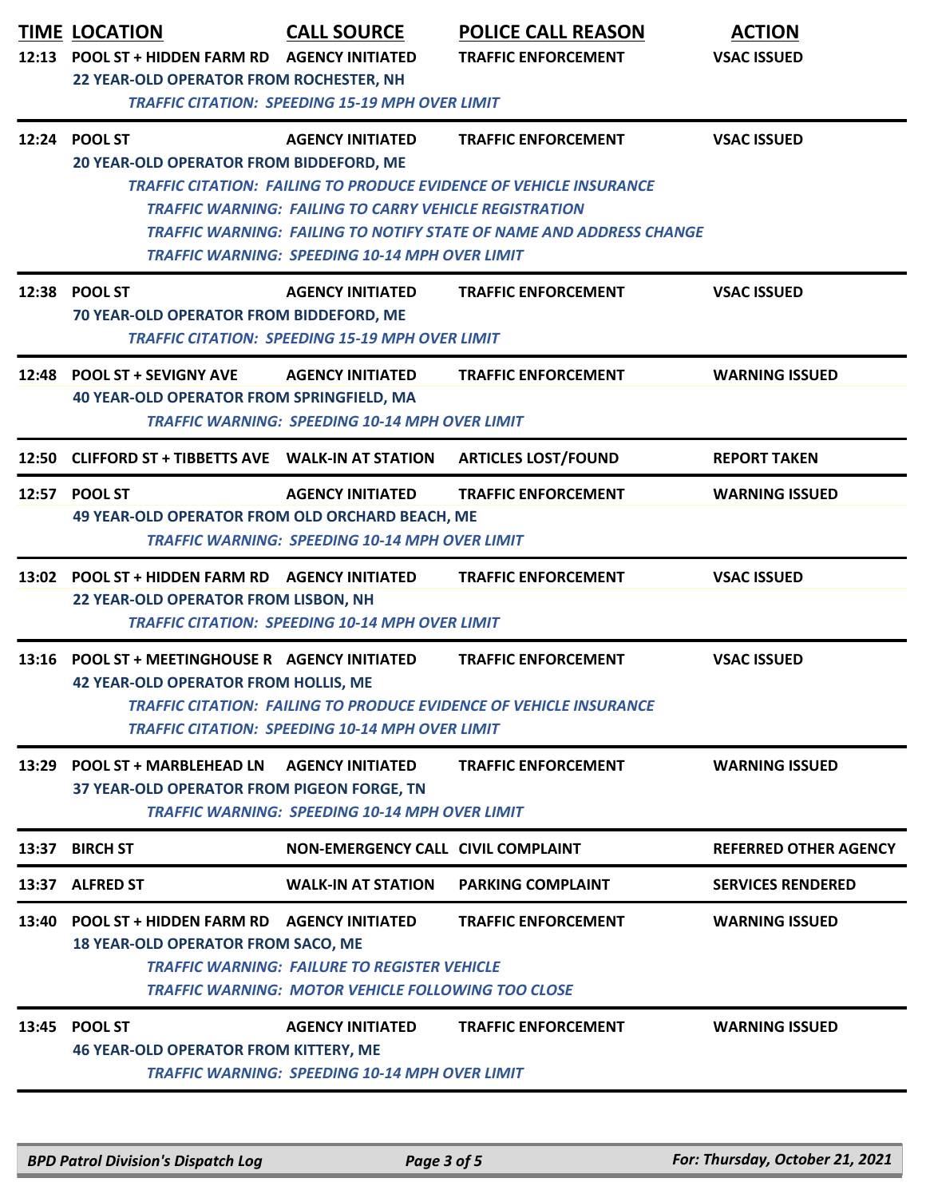| TIME | LOCATION | CALL SOURCE | POLICE CALL REASON | ACTION |
|---|---|---|---|---|
| 12:13 | POOL ST + HIDDEN FARM RD | AGENCY INITIATED | TRAFFIC ENFORCEMENT | VSAC ISSUED |
| | 22 YEAR-OLD OPERATOR FROM ROCHESTER, NH | | | |
| | *TRAFFIC CITATION: SPEEDING 15-19 MPH OVER LIMIT* | | | |
| 12:24 | POOL ST | AGENCY INITIATED | TRAFFIC ENFORCEMENT | VSAC ISSUED |
| | 20 YEAR-OLD OPERATOR FROM BIDDEFORD, ME | | | |
| | *TRAFFIC CITATION: FAILING TO PRODUCE EVIDENCE OF VEHICLE INSURANCE* | | | |
| | *TRAFFIC WARNING: FAILING TO CARRY VEHICLE REGISTRATION* | | | |
| | *TRAFFIC WARNING: FAILING TO NOTIFY STATE OF NAME AND ADDRESS CHANGE* | | | |
| | *TRAFFIC WARNING: SPEEDING 10-14 MPH OVER LIMIT* | | | |
| 12:38 | POOL ST | AGENCY INITIATED | TRAFFIC ENFORCEMENT | VSAC ISSUED |
| | 70 YEAR-OLD OPERATOR FROM BIDDEFORD, ME | | | |
| | *TRAFFIC CITATION: SPEEDING 15-19 MPH OVER LIMIT* | | | |
| 12:48 | POOL ST + SEVIGNY AVE | AGENCY INITIATED | TRAFFIC ENFORCEMENT | WARNING ISSUED |
| | 40 YEAR-OLD OPERATOR FROM SPRINGFIELD, MA | | | |
| | *TRAFFIC WARNING: SPEEDING 10-14 MPH OVER LIMIT* | | | |
| 12:50 | CLIFFORD ST + TIBBETTS AVE | WALK-IN AT STATION | ARTICLES LOST/FOUND | REPORT TAKEN |
| 12:57 | POOL ST | AGENCY INITIATED | TRAFFIC ENFORCEMENT | WARNING ISSUED |
| | 49 YEAR-OLD OPERATOR FROM OLD ORCHARD BEACH, ME | | | |
| | *TRAFFIC WARNING: SPEEDING 10-14 MPH OVER LIMIT* | | | |
| 13:02 | POOL ST + HIDDEN FARM RD | AGENCY INITIATED | TRAFFIC ENFORCEMENT | VSAC ISSUED |
| | 22 YEAR-OLD OPERATOR FROM LISBON, NH | | | |
| | *TRAFFIC CITATION: SPEEDING 10-14 MPH OVER LIMIT* | | | |
| 13:16 | POOL ST + MEETINGHOUSE R | AGENCY INITIATED | TRAFFIC ENFORCEMENT | VSAC ISSUED |
| | 42 YEAR-OLD OPERATOR FROM HOLLIS, ME | | | |
| | *TRAFFIC CITATION: FAILING TO PRODUCE EVIDENCE OF VEHICLE INSURANCE* | | | |
| | *TRAFFIC CITATION: SPEEDING 10-14 MPH OVER LIMIT* | | | |
| 13:29 | POOL ST + MARBLEHEAD LN | AGENCY INITIATED | TRAFFIC ENFORCEMENT | WARNING ISSUED |
| | 37 YEAR-OLD OPERATOR FROM PIGEON FORGE, TN | | | |
| | *TRAFFIC WARNING: SPEEDING 10-14 MPH OVER LIMIT* | | | |
| 13:37 | BIRCH ST | NON-EMERGENCY CALL | CIVIL COMPLAINT | REFERRED OTHER AGENCY |
| 13:37 | ALFRED ST | WALK-IN AT STATION | PARKING COMPLAINT | SERVICES RENDERED |
| 13:40 | POOL ST + HIDDEN FARM RD | AGENCY INITIATED | TRAFFIC ENFORCEMENT | WARNING ISSUED |
| | 18 YEAR-OLD OPERATOR FROM SACO, ME | | | |
| | *TRAFFIC WARNING: FAILURE TO REGISTER VEHICLE* | | | |
| | *TRAFFIC WARNING: MOTOR VEHICLE FOLLOWING TOO CLOSE* | | | |
| 13:45 | POOL ST | AGENCY INITIATED | TRAFFIC ENFORCEMENT | WARNING ISSUED |
| | 46 YEAR-OLD OPERATOR FROM KITTERY, ME | | | |
| | *TRAFFIC WARNING: SPEEDING 10-14 MPH OVER LIMIT* | | | |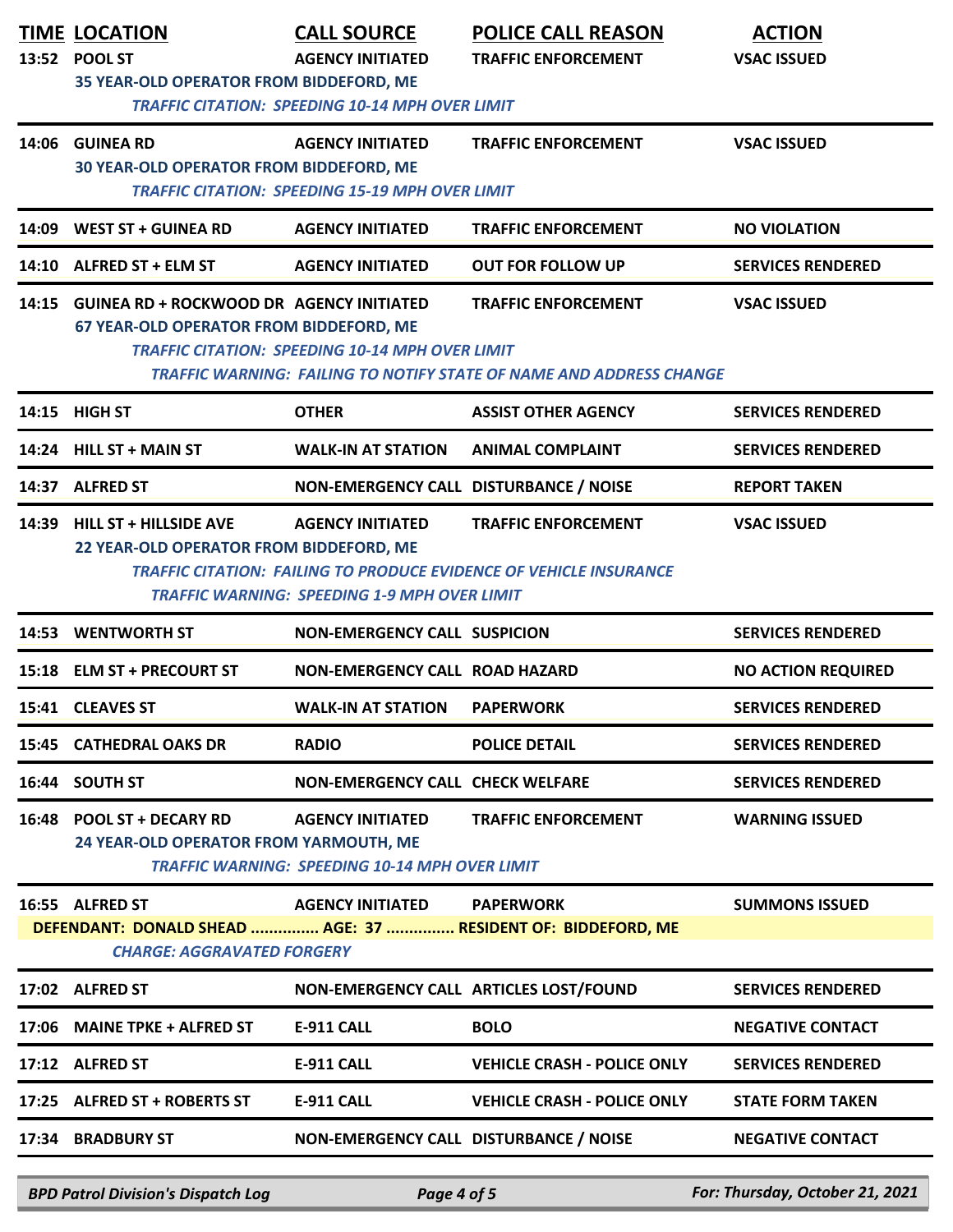| TIME | LOCATION | CALL SOURCE | POLICE CALL REASON | ACTION |
|---|---|---|---|---|
| 13:52 | POOL ST | AGENCY INITIATED | TRAFFIC ENFORCEMENT | VSAC ISSUED |
| | 35 YEAR-OLD OPERATOR FROM BIDDEFORD, ME | | | |
| | *TRAFFIC CITATION: SPEEDING 10-14 MPH OVER LIMIT* | | | |
| 14:06 | GUINEA RD | AGENCY INITIATED | TRAFFIC ENFORCEMENT | VSAC ISSUED |
| | 30 YEAR-OLD OPERATOR FROM BIDDEFORD, ME | | | |
| | *TRAFFIC CITATION: SPEEDING 15-19 MPH OVER LIMIT* | | | |
| 14:09 | WEST ST + GUINEA RD | AGENCY INITIATED | TRAFFIC ENFORCEMENT | NO VIOLATION |
| 14:10 | ALFRED ST + ELM ST | AGENCY INITIATED | OUT FOR FOLLOW UP | SERVICES RENDERED |
| 14:15 | GUINEA RD + ROCKWOOD DR | AGENCY INITIATED | TRAFFIC ENFORCEMENT | VSAC ISSUED |
| | 67 YEAR-OLD OPERATOR FROM BIDDEFORD, ME | | | |
| | *TRAFFIC CITATION: SPEEDING 10-14 MPH OVER LIMIT* | | | |
| | *TRAFFIC WARNING: FAILING TO NOTIFY STATE OF NAME AND ADDRESS CHANGE* | | | |
| 14:15 | HIGH ST | OTHER | ASSIST OTHER AGENCY | SERVICES RENDERED |
| 14:24 | HILL ST + MAIN ST | WALK-IN AT STATION | ANIMAL COMPLAINT | SERVICES RENDERED |
| 14:37 | ALFRED ST | NON-EMERGENCY CALL | DISTURBANCE / NOISE | REPORT TAKEN |
| 14:39 | HILL ST + HILLSIDE AVE | AGENCY INITIATED | TRAFFIC ENFORCEMENT | VSAC ISSUED |
| | 22 YEAR-OLD OPERATOR FROM BIDDEFORD, ME | | | |
| | *TRAFFIC CITATION: FAILING TO PRODUCE EVIDENCE OF VEHICLE INSURANCE* | | | |
| | *TRAFFIC WARNING: SPEEDING 1-9 MPH OVER LIMIT* | | | |
| 14:53 | WENTWORTH ST | NON-EMERGENCY CALL | SUSPICION | SERVICES RENDERED |
| 15:18 | ELM ST + PRECOURT ST | NON-EMERGENCY CALL | ROAD HAZARD | NO ACTION REQUIRED |
| 15:41 | CLEAVES ST | WALK-IN AT STATION | PAPERWORK | SERVICES RENDERED |
| 15:45 | CATHEDRAL OAKS DR | RADIO | POLICE DETAIL | SERVICES RENDERED |
| 16:44 | SOUTH ST | NON-EMERGENCY CALL | CHECK WELFARE | SERVICES RENDERED |
| 16:48 | POOL ST + DECARY RD | AGENCY INITIATED | TRAFFIC ENFORCEMENT | WARNING ISSUED |
| | 24 YEAR-OLD OPERATOR FROM YARMOUTH, ME | | | |
| | *TRAFFIC WARNING: SPEEDING 10-14 MPH OVER LIMIT* | | | |
| 16:55 | ALFRED ST | AGENCY INITIATED | PAPERWORK | SUMMONS ISSUED |
| | DEFENDANT: DONALD SHEAD ............... AGE: 37 ............... RESIDENT OF: BIDDEFORD, ME | | | |
| | *CHARGE: AGGRAVATED FORGERY* | | | |
| 17:02 | ALFRED ST | NON-EMERGENCY CALL | ARTICLES LOST/FOUND | SERVICES RENDERED |
| 17:06 | MAINE TPKE + ALFRED ST | E-911 CALL | BOLO | NEGATIVE CONTACT |
| 17:12 | ALFRED ST | E-911 CALL | VEHICLE CRASH - POLICE ONLY | SERVICES RENDERED |
| 17:25 | ALFRED ST + ROBERTS ST | E-911 CALL | VEHICLE CRASH - POLICE ONLY | STATE FORM TAKEN |
| 17:34 | BRADBURY ST | NON-EMERGENCY CALL | DISTURBANCE / NOISE | NEGATIVE CONTACT |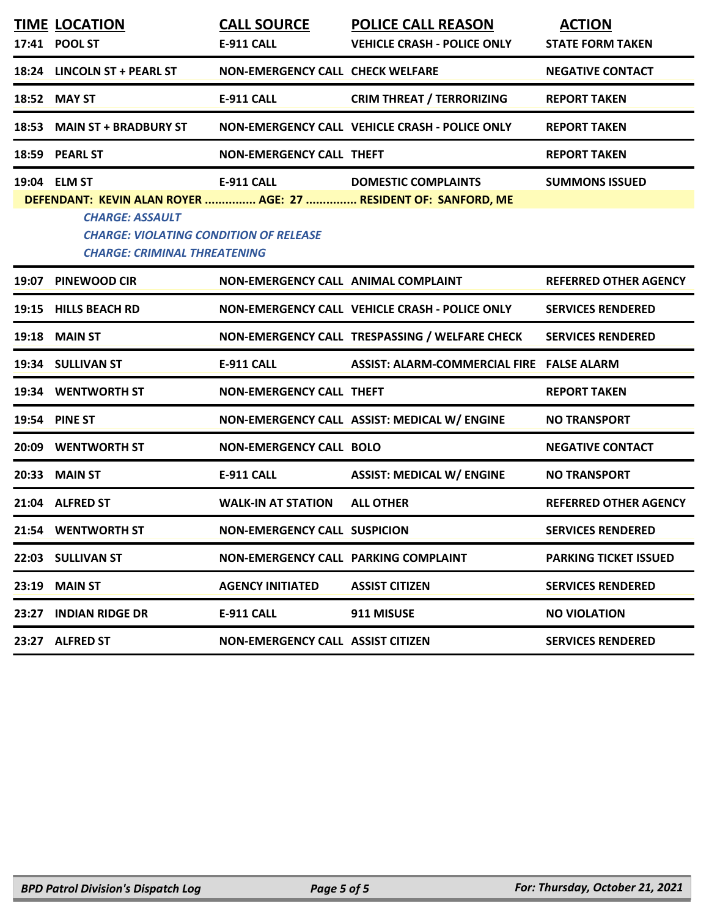| TIME | LOCATION | CALL SOURCE | POLICE CALL REASON | ACTION |
|---|---|---|---|---|
| 17:41 | POOL ST | E-911 CALL | VEHICLE CRASH - POLICE ONLY | STATE FORM TAKEN |
| 18:24 | LINCOLN ST + PEARL ST | NON-EMERGENCY CALL | CHECK WELFARE | NEGATIVE CONTACT |
| 18:52 | MAY ST | E-911 CALL | CRIM THREAT / TERRORIZING | REPORT TAKEN |
| 18:53 | MAIN ST + BRADBURY ST | NON-EMERGENCY CALL | VEHICLE CRASH - POLICE ONLY | REPORT TAKEN |
| 18:59 | PEARL ST | NON-EMERGENCY CALL | THEFT | REPORT TAKEN |
| 19:04 | ELM ST | E-911 CALL | DOMESTIC COMPLAINTS | SUMMONS ISSUED |

**DEFENDANT: KEVIN ALAN ROYER ............... AGE: 27 ............... RESIDENT OF: SANFORD, ME**

*CHARGE: ASSAULT*
*CHARGE: VIOLATING CONDITION OF RELEASE*
*CHARGE: CRIMINAL THREATENING*

| TIME | LOCATION | CALL SOURCE | POLICE CALL REASON | ACTION |
|---|---|---|---|---|
| 19:07 | PINEWOOD CIR | NON-EMERGENCY CALL | ANIMAL COMPLAINT | REFERRED OTHER AGENCY |
| 19:15 | HILLS BEACH RD | NON-EMERGENCY CALL | VEHICLE CRASH - POLICE ONLY | SERVICES RENDERED |
| 19:18 | MAIN ST | NON-EMERGENCY CALL | TRESPASSING / WELFARE CHECK | SERVICES RENDERED |
| 19:34 | SULLIVAN ST | E-911 CALL | ASSIST: ALARM-COMMERCIAL FIRE | FALSE ALARM |
| 19:34 | WENTWORTH ST | NON-EMERGENCY CALL | THEFT | REPORT TAKEN |
| 19:54 | PINE ST | NON-EMERGENCY CALL | ASSIST: MEDICAL W/ ENGINE | NO TRANSPORT |
| 20:09 | WENTWORTH ST | NON-EMERGENCY CALL | BOLO | NEGATIVE CONTACT |
| 20:33 | MAIN ST | E-911 CALL | ASSIST: MEDICAL W/ ENGINE | NO TRANSPORT |
| 21:04 | ALFRED ST | WALK-IN AT STATION | ALL OTHER | REFERRED OTHER AGENCY |
| 21:54 | WENTWORTH ST | NON-EMERGENCY CALL | SUSPICION | SERVICES RENDERED |
| 22:03 | SULLIVAN ST | NON-EMERGENCY CALL | PARKING COMPLAINT | PARKING TICKET ISSUED |
| 23:19 | MAIN ST | AGENCY INITIATED | ASSIST CITIZEN | SERVICES RENDERED |
| 23:27 | INDIAN RIDGE DR | E-911 CALL | 911 MISUSE | NO VIOLATION |
| 23:27 | ALFRED ST | NON-EMERGENCY CALL | ASSIST CITIZEN | SERVICES RENDERED |